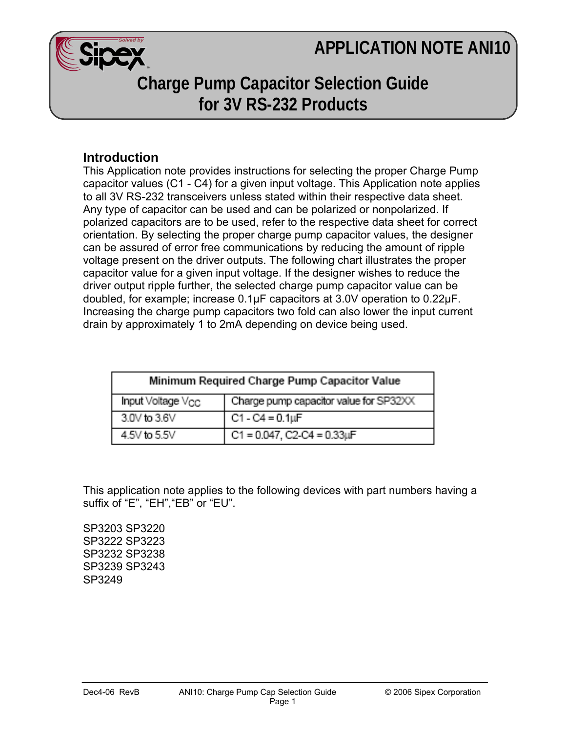# APPLICATION NOTE ANI10

# Charge Pump Capacitor Selection Guide for 3V RS-232 Products

## Introduction

This Application note provides instructions for selecting the proper Charge Pump capacitor values (C1 - C4) for a given input voltage. This Application note applies to all 3V RS-232 transceivers unless stated within their respective data sheet. Any type of capacitor can be used and can be polarized or nonpolarized. If polarized capacitors are to be used, refer to the respective data sheet for correct orientation. By selecting the proper charge pump capacitor values, the designer can be assured of error free communications by reducing the amount of ripple voltage present on the driver outputs. The following chart illustrates the proper capacitor value for a given input voltage. If the designer wishes to reduce the driver output ripple further, the selected charge pump capacitor value can be doubled, for example; increase 0.1μF capacitors at 3.0V operation to 0.22μF. Increasing the charge pump capacitors two fold can also lower the input current drain by approximately 1 to 2mA depending on device being used.

| Minimum Required Charge Pump Capacitor Value | |
|---|---|
| Input Voltage $V_{CC}$ | Charge pump capacitor value for SP32XX |
| 3.0V to 3.6V | C1 - C4 = 0.1μF |
| 4.5V to 5.5V | C1 = 0.047, C2-C4 = 0.33μF |

This application note applies to the following devices with part numbers having a suffix of “E”, “EH”,“EB” or “EU”.

SP3203 SP3220
SP3222 SP3223
SP3232 SP3238
SP3239 SP3243
SP3249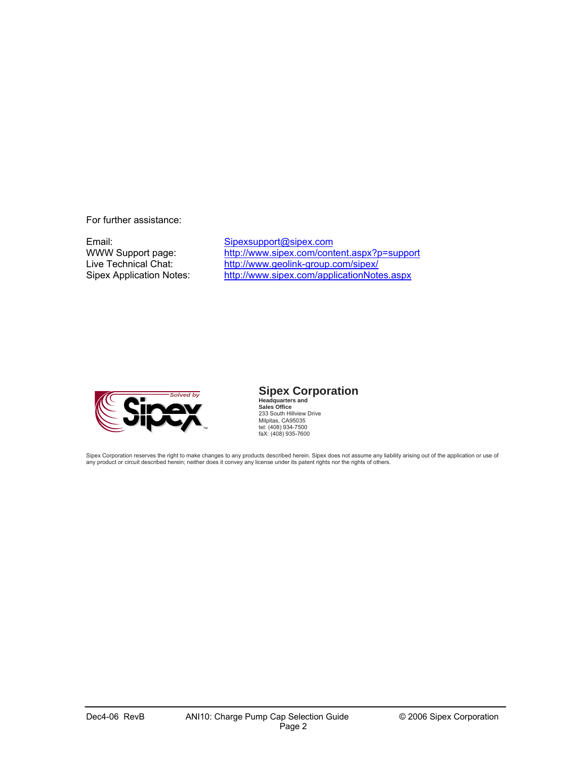For further assistance:

| | |
|---|---|
| Email: | Sipexsupport@sipex.com |
| WWW Support page: | http://www.sipex.com/content.aspx?p=support |
| Live Technical Chat: | http://www.geolink-group.com/sipex/ |
| Sipex Application Notes: | http://www.sipex.com/applicationNotes.aspx |

## Sipex Corporation

**Headquarters and Sales Office**
233 South Hillview Drive
Milpitas, CA95035
tel: (408) 934-7500
faX: (408) 935-7600

Sipex Corporation reserves the right to make changes to any products described herein. Sipex does not assume any liability arising out of the application or use of any product or circuit described herein; neither does it convey any license under its patent rights nor the rights of others.